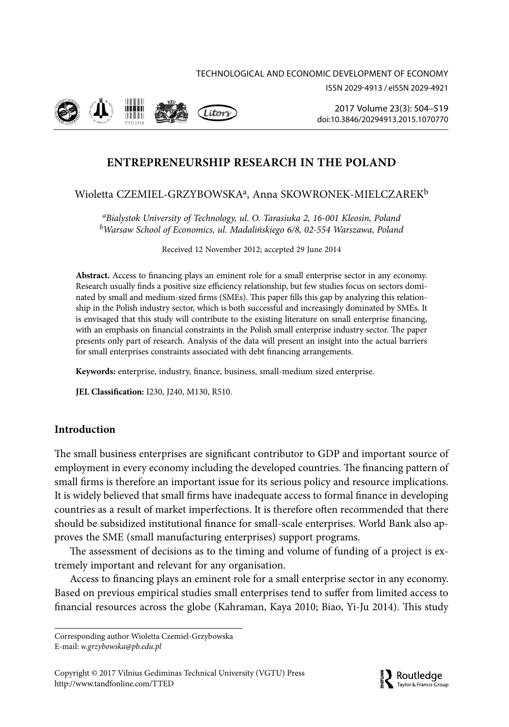# ENTREPRENEURSHIP RESEARCH IN THE POLAND

Wioletta CZEMIEL-GRZYBOWSKA[a], Anna SKOWRONEK-MIELCZAREK[b]

[a]*Bialystok University of Technology, ul. O. Tarasiuka 2, 16-001 Kleosin, Poland*
[b]*Warsaw School of Economics, ul. Madalińskiego 6/8, 02-554 Warszawa, Poland*

Received 12 November 2012; accepted 29 June 2014

**Abstract.** Access to financing plays an eminent role for a small enterprise sector in any economy. Research usually finds a positive size efficiency relationship, but few studies focus on sectors dominated by small and medium-sized firms (SMEs). This paper fills this gap by analyzing this relationship in the Polish industry sector, which is both successful and increasingly dominated by SMEs. It is envisaged that this study will contribute to the existing literature on small enterprise financing, with an emphasis on financial constraints in the Polish small enterprise industry sector. The paper presents only part of research. Analysis of the data will present an insight into the actual barriers for small enterprises constraints associated with debt financing arrangements.

**Keywords:** enterprise, industry, finance, business, small-medium sized enterprise.

**JEL Classification:** I230, J240, M130, R510.

## Introduction

The small business enterprises are significant contributor to GDP and important source of employment in every economy including the developed countries. The financing pattern of small firms is therefore an important issue for its serious policy and resource implications. It is widely believed that small firms have inadequate access to formal finance in developing countries as a result of market imperfections. It is therefore often recommended that there should be subsidized institutional finance for small-scale enterprises. World Bank also approves the SME (small manufacturing enterprises) support programs.

The assessment of decisions as to the timing and volume of funding of a project is extremely important and relevant for any organisation.

Access to financing plays an eminent role for a small enterprise sector in any economy. Based on previous empirical studies small enterprises tend to suffer from limited access to financial resources across the globe (Kahraman, Kaya 2010; Biao, Yi-Ju 2014). This study

---

Corresponding author Wioletta Czemiel-Grzybowska
E-mail: *w.grzybowska@pb.edu.pl*

Copyright © 2017 Vilnius Gediminas Technical University (VGTU) Press
http://www.tandfonline.com/TTED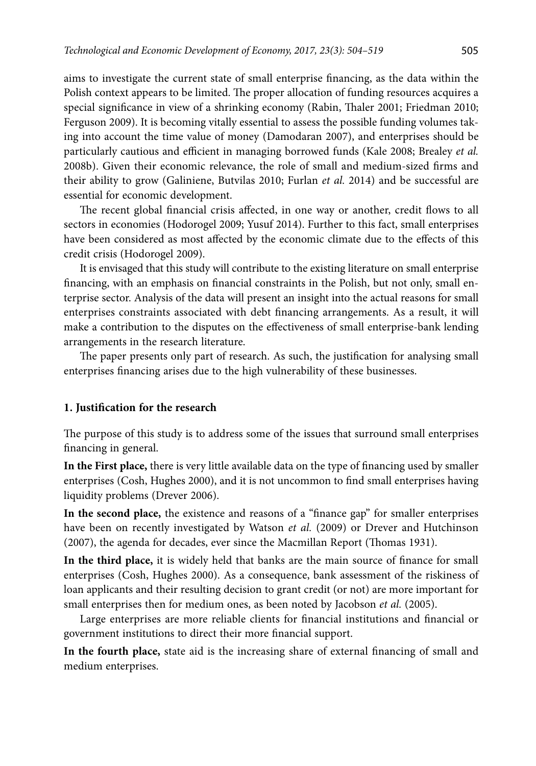aims to investigate the current state of small enterprise financing, as the data within the Polish context appears to be limited. The proper allocation of funding resources acquires a special significance in view of a shrinking economy (Rabin, Thaler 2001; Friedman 2010; Ferguson 2009). It is becoming vitally essential to assess the possible funding volumes taking into account the time value of money (Damodaran 2007), and enterprises should be particularly cautious and efficient in managing borrowed funds (Kale 2008; Brealey *et al.* 2008b). Given their economic relevance, the role of small and medium-sized firms and their ability to grow (Galiniene, Butvilas 2010; Furlan *et al.* 2014) and be successful are essential for economic development.

The recent global financial crisis affected, in one way or another, credit flows to all sectors in economies (Hodorogel 2009; Yusuf 2014). Further to this fact, small enterprises have been considered as most affected by the economic climate due to the effects of this credit crisis (Hodorogel 2009).

It is envisaged that this study will contribute to the existing literature on small enterprise financing, with an emphasis on financial constraints in the Polish, but not only, small enterprise sector. Analysis of the data will present an insight into the actual reasons for small enterprises constraints associated with debt financing arrangements. As a result, it will make a contribution to the disputes on the effectiveness of small enterprise-bank lending arrangements in the research literature.

The paper presents only part of research. As such, the justification for analysing small enterprises financing arises due to the high vulnerability of these businesses.

## 1. Justification for the research

The purpose of this study is to address some of the issues that surround small enterprises financing in general.

**In the First place,** there is very little available data on the type of financing used by smaller enterprises (Cosh, Hughes 2000), and it is not uncommon to find small enterprises having liquidity problems (Drever 2006).

**In the second place,** the existence and reasons of a "finance gap" for smaller enterprises have been on recently investigated by Watson *et al.* (2009) or Drever and Hutchinson (2007), the agenda for decades, ever since the Macmillan Report (Thomas 1931).

**In the third place,** it is widely held that banks are the main source of finance for small enterprises (Cosh, Hughes 2000). As a consequence, bank assessment of the riskiness of loan applicants and their resulting decision to grant credit (or not) are more important for small enterprises then for medium ones, as been noted by Jacobson *et al.* (2005).

Large enterprises are more reliable clients for financial institutions and financial or government institutions to direct their more financial support.

**In the fourth place,** state aid is the increasing share of external financing of small and medium enterprises.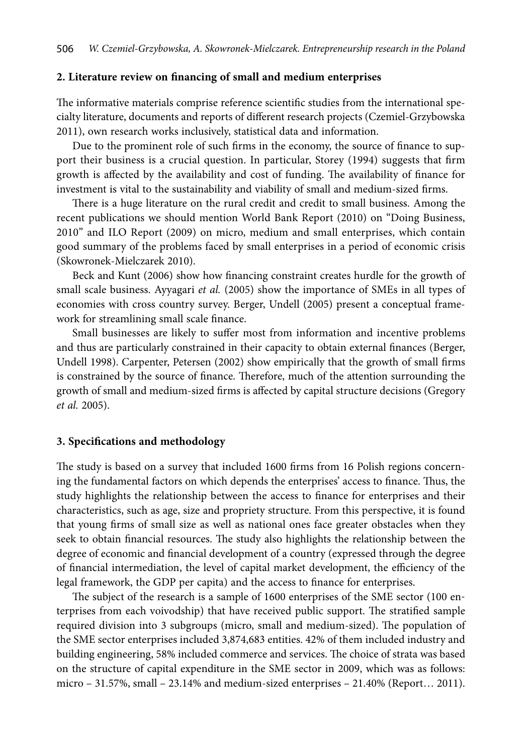## 2. Literature review on financing of small and medium enterprises

The informative materials comprise reference scientific studies from the international specialty literature, documents and reports of different research projects (Czemiel-Grzybowska 2011), own research works inclusively, statistical data and information.

Due to the prominent role of such firms in the economy, the source of finance to support their business is a crucial question. In particular, Storey (1994) suggests that firm growth is affected by the availability and cost of funding. The availability of finance for investment is vital to the sustainability and viability of small and medium-sized firms.

There is a huge literature on the rural credit and credit to small business. Among the recent publications we should mention World Bank Report (2010) on "Doing Business, 2010" and ILO Report (2009) on micro, medium and small enterprises, which contain good summary of the problems faced by small enterprises in a period of economic crisis (Skowronek-Mielczarek 2010).

Beck and Kunt (2006) show how financing constraint creates hurdle for the growth of small scale business. Ayyagari *et al.* (2005) show the importance of SMEs in all types of economies with cross country survey. Berger, Undell (2005) present a conceptual framework for streamlining small scale finance.

Small businesses are likely to suffer most from information and incentive problems and thus are particularly constrained in their capacity to obtain external finances (Berger, Undell 1998). Carpenter, Petersen (2002) show empirically that the growth of small firms is constrained by the source of finance. Therefore, much of the attention surrounding the growth of small and medium-sized firms is affected by capital structure decisions (Gregory *et al.* 2005).

## 3. Specifications and methodology

The study is based on a survey that included 1600 firms from 16 Polish regions concerning the fundamental factors on which depends the enterprises' access to finance. Thus, the study highlights the relationship between the access to finance for enterprises and their characteristics, such as age, size and propriety structure. From this perspective, it is found that young firms of small size as well as national ones face greater obstacles when they seek to obtain financial resources. The study also highlights the relationship between the degree of economic and financial development of a country (expressed through the degree of financial intermediation, the level of capital market development, the efficiency of the legal framework, the GDP per capita) and the access to finance for enterprises.

The subject of the research is a sample of 1600 enterprises of the SME sector (100 enterprises from each voivodship) that have received public support. The stratified sample required division into 3 subgroups (micro, small and medium-sized). The population of the SME sector enterprises included 3,874,683 entities. 42% of them included industry and building engineering, 58% included commerce and services. The choice of strata was based on the structure of capital expenditure in the SME sector in 2009, which was as follows: micro – 31.57%, small – 23.14% and medium-sized enterprises – 21.40% (Report… 2011).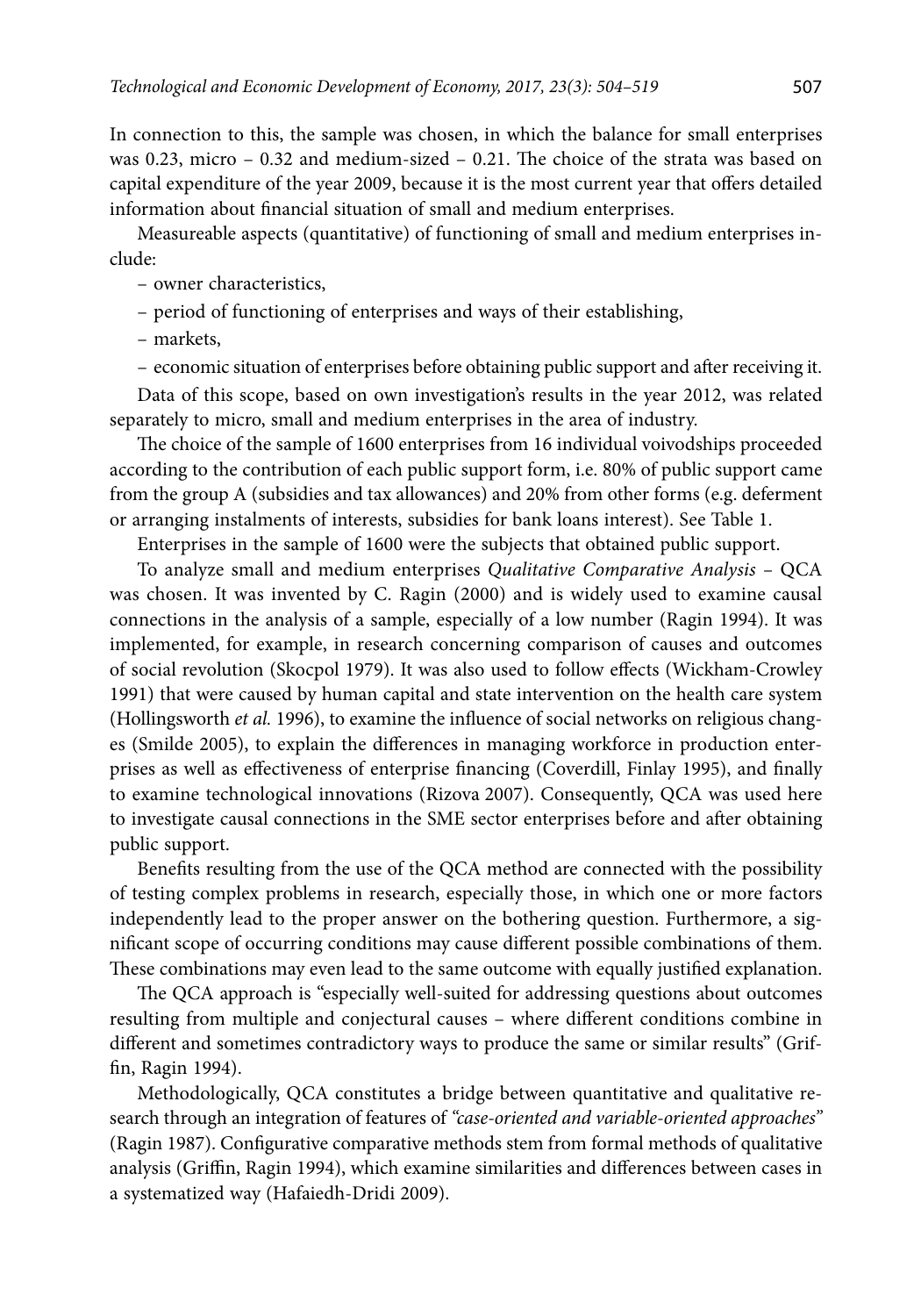In connection to this, the sample was chosen, in which the balance for small enterprises was 0.23, micro – 0.32 and medium-sized – 0.21. The choice of the strata was based on capital expenditure of the year 2009, because it is the most current year that offers detailed information about financial situation of small and medium enterprises.

Measureable aspects (quantitative) of functioning of small and medium enterprises include:

- owner characteristics,
- period of functioning of enterprises and ways of their establishing,
- markets,
- economic situation of enterprises before obtaining public support and after receiving it.

Data of this scope, based on own investigation's results in the year 2012, was related separately to micro, small and medium enterprises in the area of industry.

The choice of the sample of 1600 enterprises from 16 individual voivodships proceeded according to the contribution of each public support form, i.e. 80% of public support came from the group A (subsidies and tax allowances) and 20% from other forms (e.g. deferment or arranging instalments of interests, subsidies for bank loans interest). See Table 1.

Enterprises in the sample of 1600 were the subjects that obtained public support.

To analyze small and medium enterprises *Qualitative Comparative Analysis* – QCA was chosen. It was invented by C. Ragin (2000) and is widely used to examine causal connections in the analysis of a sample, especially of a low number (Ragin 1994). It was implemented, for example, in research concerning comparison of causes and outcomes of social revolution (Skocpol 1979). It was also used to follow effects (Wickham-Crowley 1991) that were caused by human capital and state intervention on the health care system (Hollingsworth *et al.* 1996), to examine the influence of social networks on religious changes (Smilde 2005), to explain the differences in managing workforce in production enterprises as well as effectiveness of enterprise financing (Coverdill, Finlay 1995), and finally to examine technological innovations (Rizova 2007). Consequently, QCA was used here to investigate causal connections in the SME sector enterprises before and after obtaining public support.

Benefits resulting from the use of the QCA method are connected with the possibility of testing complex problems in research, especially those, in which one or more factors independently lead to the proper answer on the bothering question. Furthermore, a significant scope of occurring conditions may cause different possible combinations of them. These combinations may even lead to the same outcome with equally justified explanation.

The QCA approach is "especially well-suited for addressing questions about outcomes resulting from multiple and conjectural causes – where different conditions combine in different and sometimes contradictory ways to produce the same or similar results" (Griffin, Ragin 1994).

Methodologically, QCA constitutes a bridge between quantitative and qualitative research through an integration of features of *"case-oriented and variable-oriented approaches"* (Ragin 1987). Configurative comparative methods stem from formal methods of qualitative analysis (Griffin, Ragin 1994), which examine similarities and differences between cases in a systematized way (Hafaiedh-Dridi 2009).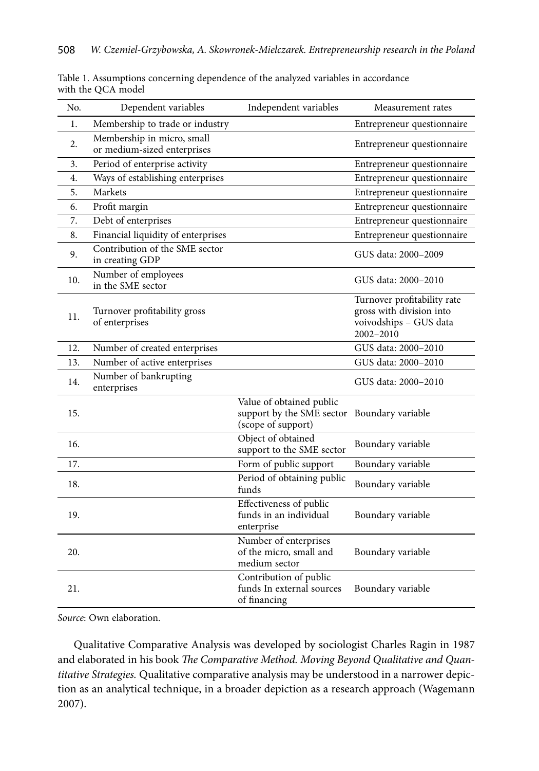Table 1. Assumptions concerning dependence of the analyzed variables in accordance with the QCA model

| No. | Dependent variables | Independent variables | Measurement rates |
|---|---|---|---|
| 1. | Membership to trade or industry | | Entrepreneur questionnaire |
| 2. | Membership in micro, small or medium-sized enterprises | | Entrepreneur questionnaire |
| 3. | Period of enterprise activity | | Entrepreneur questionnaire |
| 4. | Ways of establishing enterprises | | Entrepreneur questionnaire |
| 5. | Markets | | Entrepreneur questionnaire |
| 6. | Profit margin | | Entrepreneur questionnaire |
| 7. | Debt of enterprises | | Entrepreneur questionnaire |
| 8. | Financial liquidity of enterprises | | Entrepreneur questionnaire |
| 9. | Contribution of the SME sector in creating GDP | | GUS data: 2000–2009 |
| 10. | Number of employees in the SME sector | | GUS data: 2000–2010 |
| 11. | Turnover profitability gross of enterprises | | Turnover profitability rate gross with division into voivodships – GUS data 2002–2010 |
| 12. | Number of created enterprises | | GUS data: 2000–2010 |
| 13. | Number of active enterprises | | GUS data: 2000–2010 |
| 14. | Number of bankrupting enterprises | | GUS data: 2000–2010 |
| 15. | | Value of obtained public support by the SME sector (scope of support) | Boundary variable |
| 16. | | Object of obtained support to the SME sector | Boundary variable |
| 17. | | Form of public support | Boundary variable |
| 18. | | Period of obtaining public funds | Boundary variable |
| 19. | | Effectiveness of public funds in an individual enterprise | Boundary variable |
| 20. | | Number of enterprises of the micro, small and medium sector | Boundary variable |
| 21. | | Contribution of public funds In external sources of financing | Boundary variable |

*Source*: Own elaboration.

Qualitative Comparative Analysis was developed by sociologist Charles Ragin in 1987 and elaborated in his book *The Comparative Method. Moving Beyond Qualitative and Quantitative Strategies.* Qualitative comparative analysis may be understood in a narrower depiction as an analytical technique, in a broader depiction as a research approach (Wagemann 2007).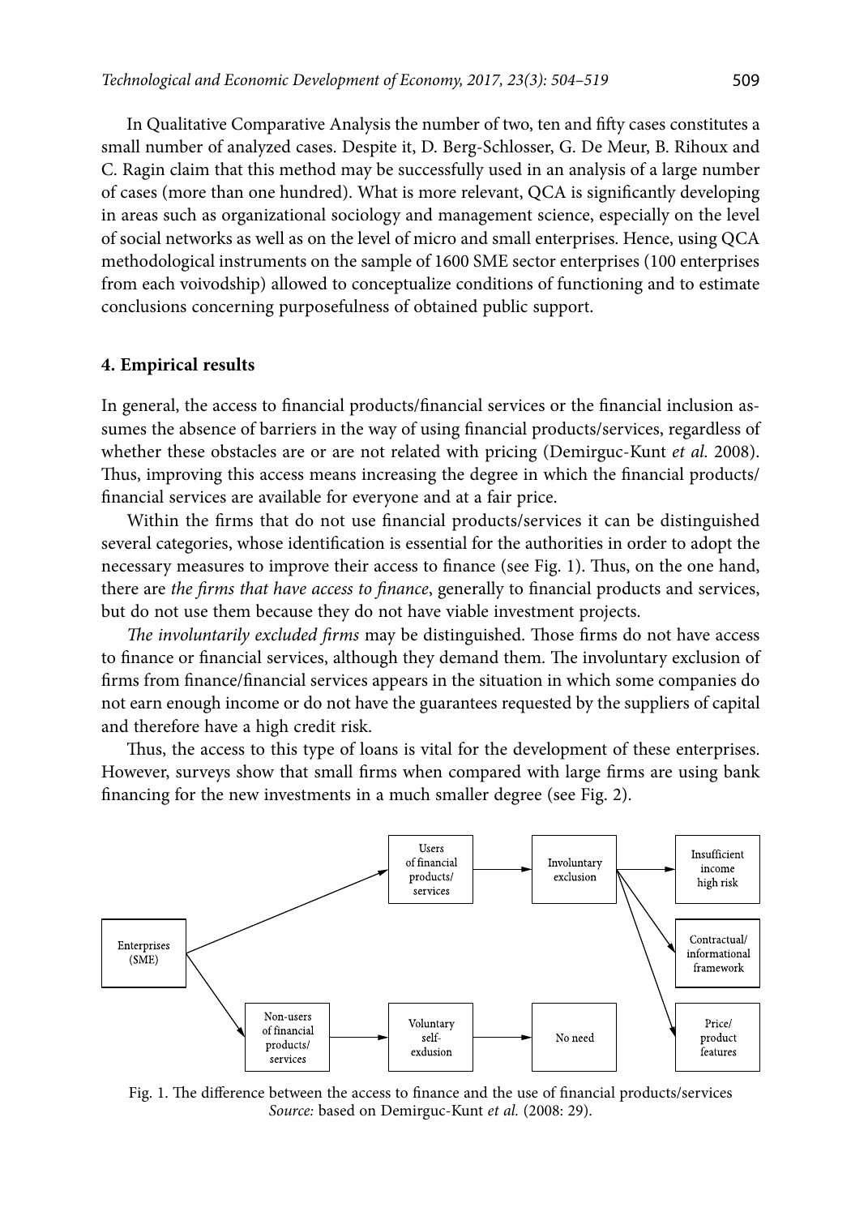In Qualitative Comparative Analysis the number of two, ten and fifty cases constitutes a small number of analyzed cases. Despite it, D. Berg-Schlosser, G. De Meur, B. Rihoux and C. Ragin claim that this method may be successfully used in an analysis of a large number of cases (more than one hundred). What is more relevant, QCA is significantly developing in areas such as organizational sociology and management science, especially on the level of social networks as well as on the level of micro and small enterprises. Hence, using QCA methodological instruments on the sample of 1600 SME sector enterprises (100 enterprises from each voivodship) allowed to conceptualize conditions of functioning and to estimate conclusions concerning purposefulness of obtained public support.

## 4. Empirical results

In general, the access to financial products/financial services or the financial inclusion assumes the absence of barriers in the way of using financial products/services, regardless of whether these obstacles are or are not related with pricing (Demirguc-Kunt *et al.* 2008). Thus, improving this access means increasing the degree in which the financial products/financial services are available for everyone and at a fair price.

Within the firms that do not use financial products/services it can be distinguished several categories, whose identification is essential for the authorities in order to adopt the necessary measures to improve their access to finance (see Fig. 1). Thus, on the one hand, there are *the firms that have access to finance*, generally to financial products and services, but do not use them because they do not have viable investment projects.

*The involuntarily excluded firms* may be distinguished. Those firms do not have access to finance or financial services, although they demand them. The involuntary exclusion of firms from finance/financial services appears in the situation in which some companies do not earn enough income or do not have the guarantees requested by the suppliers of capital and therefore have a high credit risk.

Thus, the access to this type of loans is vital for the development of these enterprises. However, surveys show that small firms when compared with large firms are using bank financing for the new investments in a much smaller degree (see Fig. 2).

Enterprises (SME) → Users of financial products/services → Involuntary exclusion → Insufficient income high risk; Contractual/informational framework; Price/product features

Enterprises (SME) → Non-users of financial products/services → Voluntary self-exdusion → No need

Fig. 1. The difference between the access to finance and the use of financial products/services
*Source:* based on Demirguc-Kunt *et al.* (2008: 29).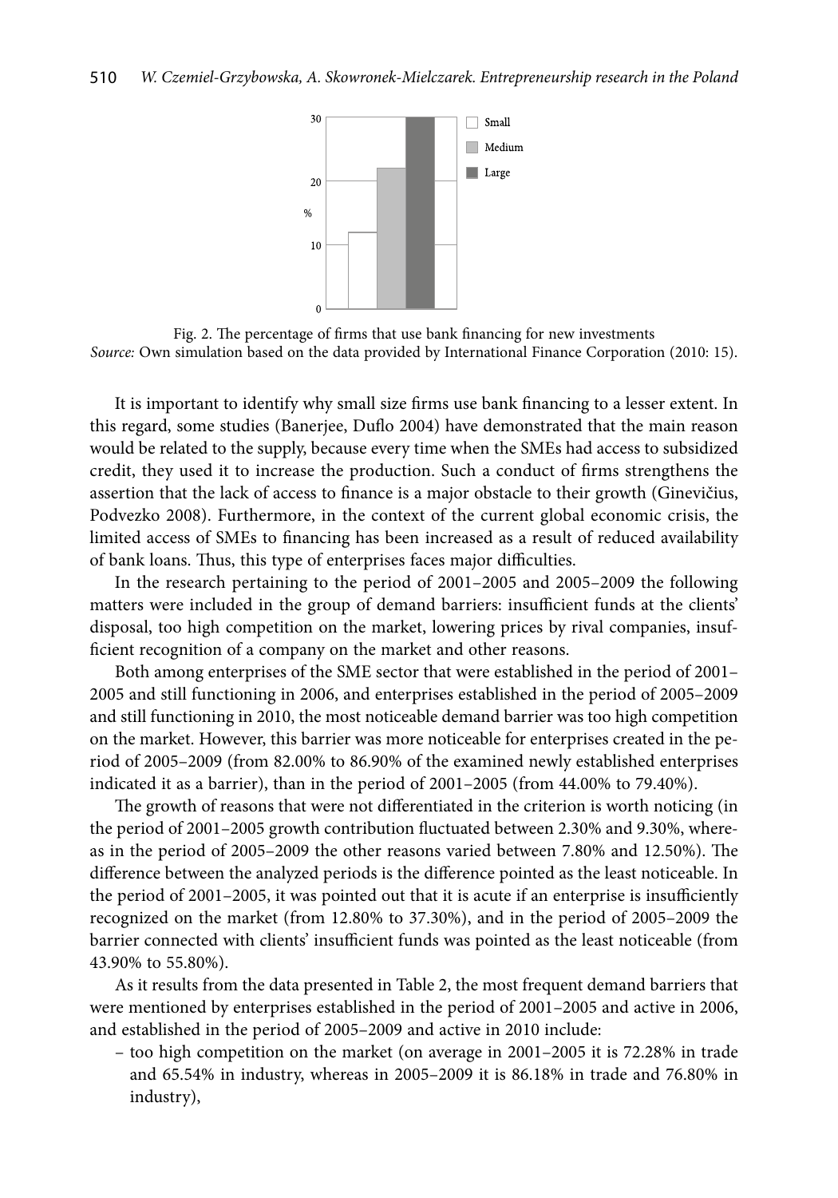Fig. 2. The percentage of firms that use bank financing for new investments
*Source:* Own simulation based on the data provided by International Finance Corporation (2010: 15).

It is important to identify why small size firms use bank financing to a lesser extent. In this regard, some studies (Banerjee, Duflo 2004) have demonstrated that the main reason would be related to the supply, because every time when the SMEs had access to subsidized credit, they used it to increase the production. Such a conduct of firms strengthens the assertion that the lack of access to finance is a major obstacle to their growth (Ginevičius, Podvezko 2008). Furthermore, in the context of the current global economic crisis, the limited access of SMEs to financing has been increased as a result of reduced availability of bank loans. Thus, this type of enterprises faces major difficulties.

In the research pertaining to the period of 2001–2005 and 2005–2009 the following matters were included in the group of demand barriers: insufficient funds at the clients' disposal, too high competition on the market, lowering prices by rival companies, insufficient recognition of a company on the market and other reasons.

Both among enterprises of the SME sector that were established in the period of 2001–2005 and still functioning in 2006, and enterprises established in the period of 2005–2009 and still functioning in 2010, the most noticeable demand barrier was too high competition on the market. However, this barrier was more noticeable for enterprises created in the period of 2005–2009 (from 82.00% to 86.90% of the examined newly established enterprises indicated it as a barrier), than in the period of 2001–2005 (from 44.00% to 79.40%).

The growth of reasons that were not differentiated in the criterion is worth noticing (in the period of 2001–2005 growth contribution fluctuated between 2.30% and 9.30%, whereas in the period of 2005–2009 the other reasons varied between 7.80% and 12.50%). The difference between the analyzed periods is the difference pointed as the least noticeable. In the period of 2001–2005, it was pointed out that it is acute if an enterprise is insufficiently recognized on the market (from 12.80% to 37.30%), and in the period of 2005–2009 the barrier connected with clients' insufficient funds was pointed as the least noticeable (from 43.90% to 55.80%).

As it results from the data presented in Table 2, the most frequent demand barriers that were mentioned by enterprises established in the period of 2001–2005 and active in 2006, and established in the period of 2005–2009 and active in 2010 include:

- too high competition on the market (on average in 2001–2005 it is 72.28% in trade and 65.54% in industry, whereas in 2005–2009 it is 86.18% in trade and 76.80% in industry),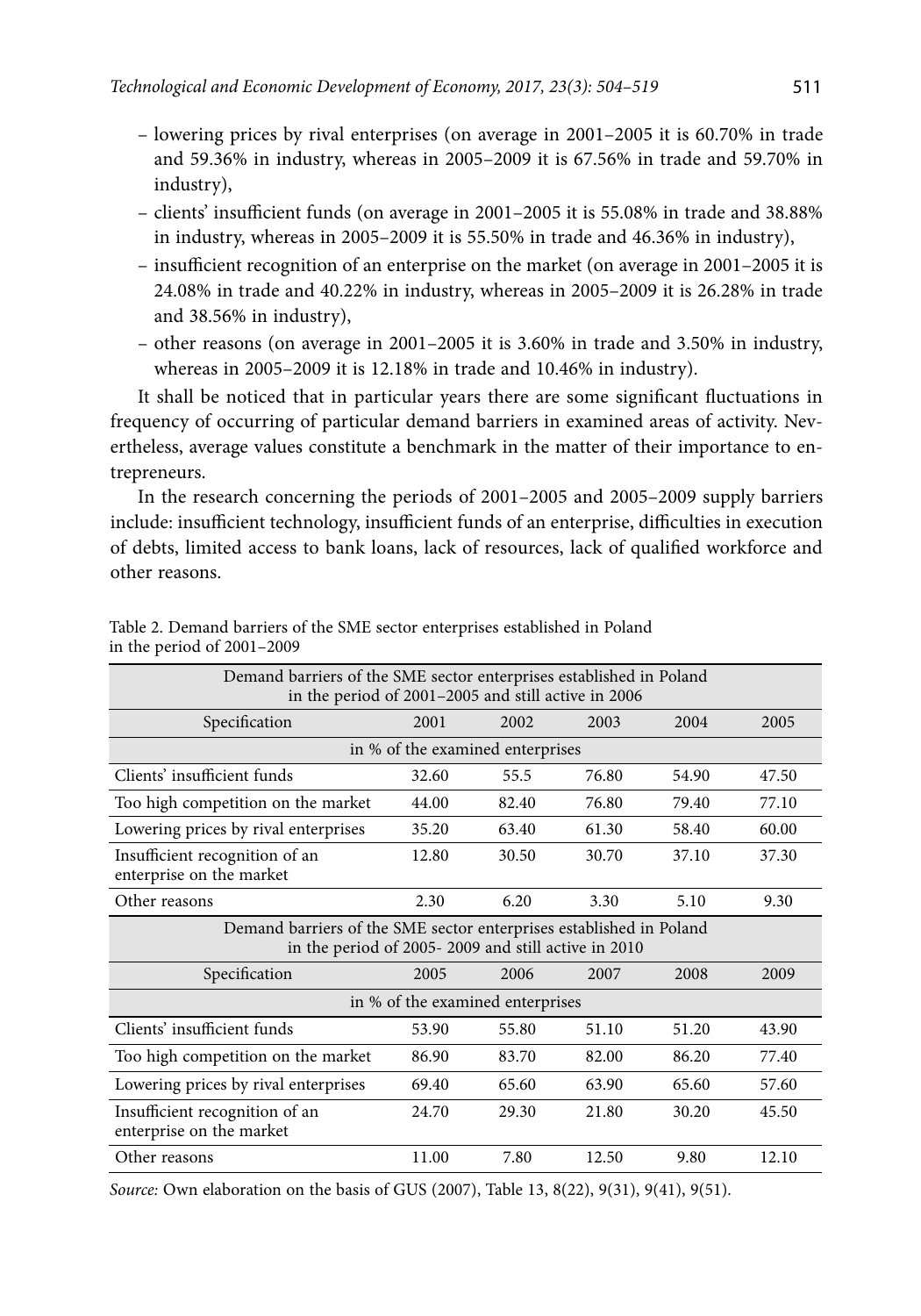– lowering prices by rival enterprises (on average in 2001–2005 it is 60.70% in trade and 59.36% in industry, whereas in 2005–2009 it is 67.56% in trade and 59.70% in industry),
– clients' insufficient funds (on average in 2001–2005 it is 55.08% in trade and 38.88% in industry, whereas in 2005–2009 it is 55.50% in trade and 46.36% in industry),
– insufficient recognition of an enterprise on the market (on average in 2001–2005 it is 24.08% in trade and 40.22% in industry, whereas in 2005–2009 it is 26.28% in trade and 38.56% in industry),
– other reasons (on average in 2001–2005 it is 3.60% in trade and 3.50% in industry, whereas in 2005–2009 it is 12.18% in trade and 10.46% in industry).

It shall be noticed that in particular years there are some significant fluctuations in frequency of occurring of particular demand barriers in examined areas of activity. Nevertheless, average values constitute a benchmark in the matter of their importance to entrepreneurs.

In the research concerning the periods of 2001–2005 and 2005–2009 supply barriers include: insufficient technology, insufficient funds of an enterprise, difficulties in execution of debts, limited access to bank loans, lack of resources, lack of qualified workforce and other reasons.

Table 2. Demand barriers of the SME sector enterprises established in Poland in the period of 2001–2009

| Demand barriers of the SME sector enterprises established in Poland in the period of 2001–2005 and still active in 2006 | | | | | |
|---|---|---|---|---|---|
| Specification | 2001 | 2002 | 2003 | 2004 | 2005 |
| in % of the examined enterprises | | | | | |
| Clients' insufficient funds | 32.60 | 55.5 | 76.80 | 54.90 | 47.50 |
| Too high competition on the market | 44.00 | 82.40 | 76.80 | 79.40 | 77.10 |
| Lowering prices by rival enterprises | 35.20 | 63.40 | 61.30 | 58.40 | 60.00 |
| Insufficient recognition of an enterprise on the market | 12.80 | 30.50 | 30.70 | 37.10 | 37.30 |
| Other reasons | 2.30 | 6.20 | 3.30 | 5.10 | 9.30 |
| Demand barriers of the SME sector enterprises established in Poland in the period of 2005- 2009 and still active in 2010 | | | | | |
| Specification | 2005 | 2006 | 2007 | 2008 | 2009 |
| in % of the examined enterprises | | | | | |
| Clients' insufficient funds | 53.90 | 55.80 | 51.10 | 51.20 | 43.90 |
| Too high competition on the market | 86.90 | 83.70 | 82.00 | 86.20 | 77.40 |
| Lowering prices by rival enterprises | 69.40 | 65.60 | 63.90 | 65.60 | 57.60 |
| Insufficient recognition of an enterprise on the market | 24.70 | 29.30 | 21.80 | 30.20 | 45.50 |
| Other reasons | 11.00 | 7.80 | 12.50 | 9.80 | 12.10 |

*Source:* Own elaboration on the basis of GUS (2007), Table 13, 8(22), 9(31), 9(41), 9(51).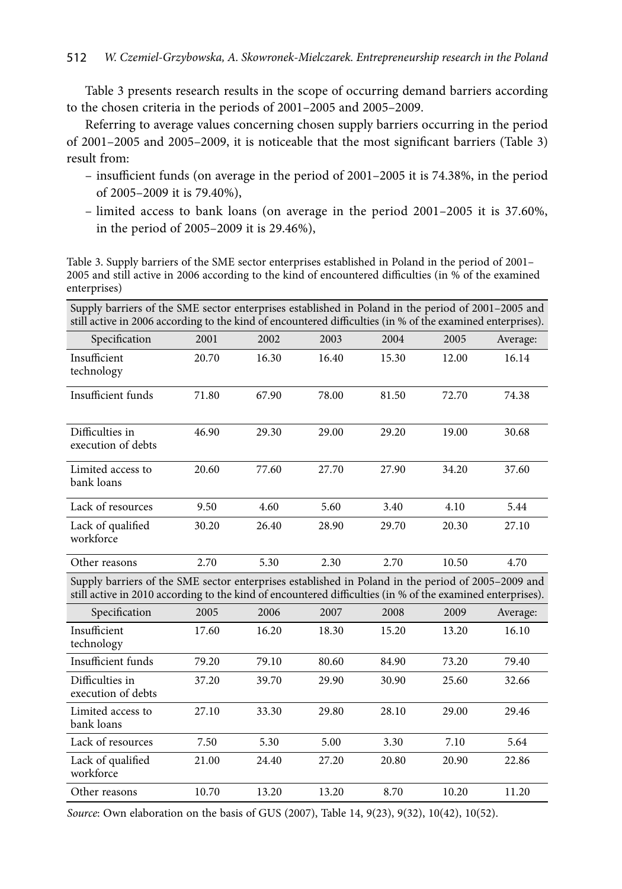Table 3 presents research results in the scope of occurring demand barriers according to the chosen criteria in the periods of 2001–2005 and 2005–2009.

Referring to average values concerning chosen supply barriers occurring in the period of 2001–2005 and 2005–2009, it is noticeable that the most significant barriers (Table 3) result from:

- insufficient funds (on average in the period of 2001–2005 it is 74.38%, in the period of 2005–2009 it is 79.40%),
- limited access to bank loans (on average in the period 2001–2005 it is 37.60%, in the period of 2005–2009 it is 29.46%),

Table 3. Supply barriers of the SME sector enterprises established in Poland in the period of 2001–2005 and still active in 2006 according to the kind of encountered difficulties (in % of the examined enterprises)

| Supply barriers of the SME sector enterprises established in Poland in the period of 2001–2005 and still active in 2006 according to the kind of encountered difficulties (in % of the examined enterprises). | | | | | | |
|---|---|---|---|---|---|---|
| Specification | 2001 | 2002 | 2003 | 2004 | 2005 | Average: |
| Insufficient technology | 20.70 | 16.30 | 16.40 | 15.30 | 12.00 | 16.14 |
| Insufficient funds | 71.80 | 67.90 | 78.00 | 81.50 | 72.70 | 74.38 |
| Difficulties in execution of debts | 46.90 | 29.30 | 29.00 | 29.20 | 19.00 | 30.68 |
| Limited access to bank loans | 20.60 | 77.60 | 27.70 | 27.90 | 34.20 | 37.60 |
| Lack of resources | 9.50 | 4.60 | 5.60 | 3.40 | 4.10 | 5.44 |
| Lack of qualified workforce | 30.20 | 26.40 | 28.90 | 29.70 | 20.30 | 27.10 |
| Other reasons | 2.70 | 5.30 | 2.30 | 2.70 | 10.50 | 4.70 |
| Supply barriers of the SME sector enterprises established in Poland in the period of 2005–2009 and still active in 2010 according to the kind of encountered difficulties (in % of the examined enterprises). | | | | | | |
| Specification | 2005 | 2006 | 2007 | 2008 | 2009 | Average: |
| Insufficient technology | 17.60 | 16.20 | 18.30 | 15.20 | 13.20 | 16.10 |
| Insufficient funds | 79.20 | 79.10 | 80.60 | 84.90 | 73.20 | 79.40 |
| Difficulties in execution of debts | 37.20 | 39.70 | 29.90 | 30.90 | 25.60 | 32.66 |
| Limited access to bank loans | 27.10 | 33.30 | 29.80 | 28.10 | 29.00 | 29.46 |
| Lack of resources | 7.50 | 5.30 | 5.00 | 3.30 | 7.10 | 5.64 |
| Lack of qualified workforce | 21.00 | 24.40 | 27.20 | 20.80 | 20.90 | 22.86 |
| Other reasons | 10.70 | 13.20 | 13.20 | 8.70 | 10.20 | 11.20 |

*Source*: Own elaboration on the basis of GUS (2007), Table 14, 9(23), 9(32), 10(42), 10(52).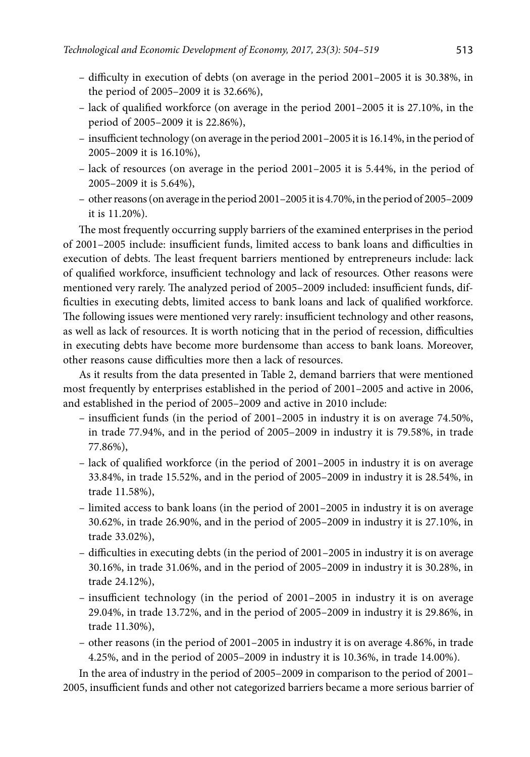- difficulty in execution of debts (on average in the period 2001–2005 it is 30.38%, in the period of 2005–2009 it is 32.66%),
- lack of qualified workforce (on average in the period 2001–2005 it is 27.10%, in the period of 2005–2009 it is 22.86%),
- insufficient technology (on average in the period 2001–2005 it is 16.14%, in the period of 2005–2009 it is 16.10%),
- lack of resources (on average in the period 2001–2005 it is 5.44%, in the period of 2005–2009 it is 5.64%),
- other reasons (on average in the period 2001–2005 it is 4.70%, in the period of 2005–2009 it is 11.20%).

The most frequently occurring supply barriers of the examined enterprises in the period of 2001–2005 include: insufficient funds, limited access to bank loans and difficulties in execution of debts. The least frequent barriers mentioned by entrepreneurs include: lack of qualified workforce, insufficient technology and lack of resources. Other reasons were mentioned very rarely. The analyzed period of 2005–2009 included: insufficient funds, difficulties in executing debts, limited access to bank loans and lack of qualified workforce. The following issues were mentioned very rarely: insufficient technology and other reasons, as well as lack of resources. It is worth noticing that in the period of recession, difficulties in executing debts have become more burdensome than access to bank loans. Moreover, other reasons cause difficulties more then a lack of resources.

As it results from the data presented in Table 2, demand barriers that were mentioned most frequently by enterprises established in the period of 2001–2005 and active in 2006, and established in the period of 2005–2009 and active in 2010 include:

- insufficient funds (in the period of 2001–2005 in industry it is on average 74.50%, in trade 77.94%, and in the period of 2005–2009 in industry it is 79.58%, in trade 77.86%),
- lack of qualified workforce (in the period of 2001–2005 in industry it is on average 33.84%, in trade 15.52%, and in the period of 2005–2009 in industry it is 28.54%, in trade 11.58%),
- limited access to bank loans (in the period of 2001–2005 in industry it is on average 30.62%, in trade 26.90%, and in the period of 2005–2009 in industry it is 27.10%, in trade 33.02%),
- difficulties in executing debts (in the period of 2001–2005 in industry it is on average 30.16%, in trade 31.06%, and in the period of 2005–2009 in industry it is 30.28%, in trade 24.12%),
- insufficient technology (in the period of 2001–2005 in industry it is on average 29.04%, in trade 13.72%, and in the period of 2005–2009 in industry it is 29.86%, in trade 11.30%),
- other reasons (in the period of 2001–2005 in industry it is on average 4.86%, in trade 4.25%, and in the period of 2005–2009 in industry it is 10.36%, in trade 14.00%).

In the area of industry in the period of 2005–2009 in comparison to the period of 2001–2005, insufficient funds and other not categorized barriers became a more serious barrier of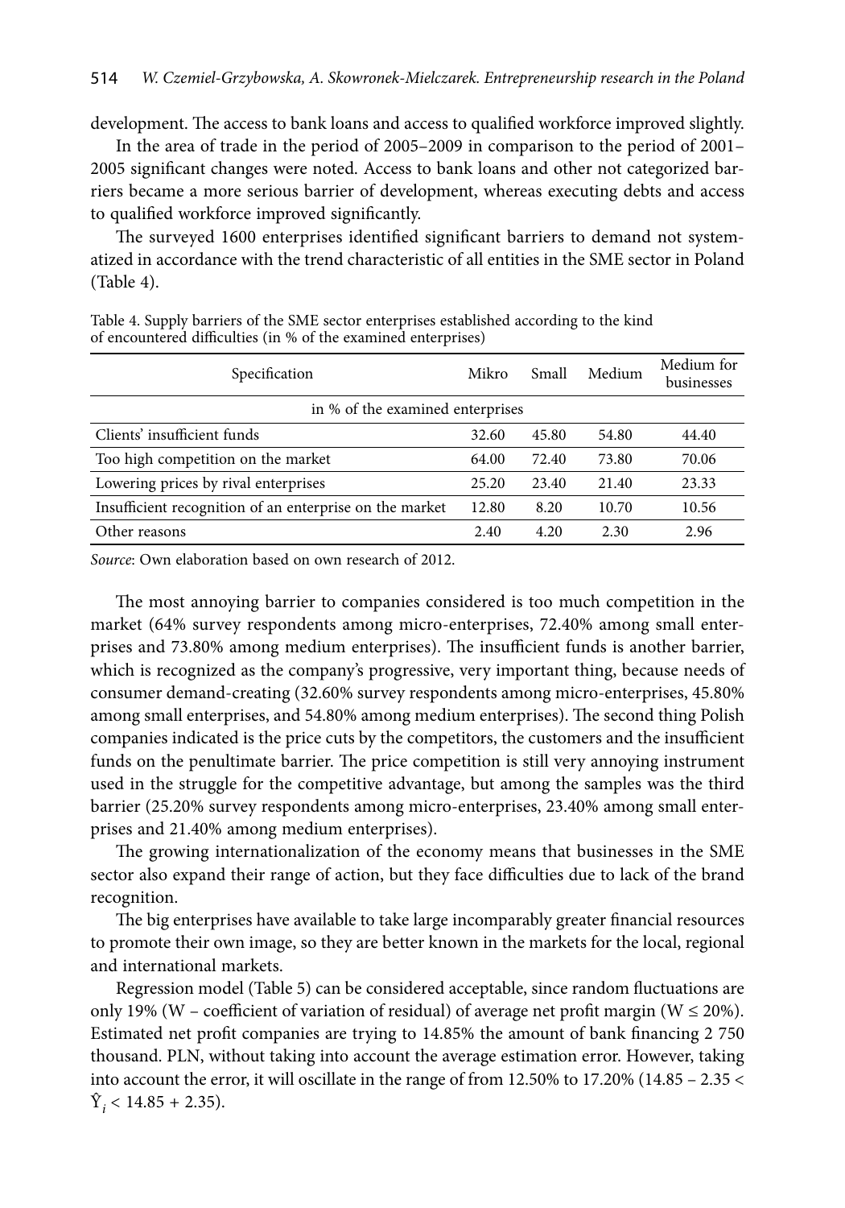development. The access to bank loans and access to qualified workforce improved slightly.

In the area of trade in the period of 2005–2009 in comparison to the period of 2001–2005 significant changes were noted. Access to bank loans and other not categorized barriers became a more serious barrier of development, whereas executing debts and access to qualified workforce improved significantly.

The surveyed 1600 enterprises identified significant barriers to demand not systematized in accordance with the trend characteristic of all entities in the SME sector in Poland (Table 4).

Table 4. Supply barriers of the SME sector enterprises established according to the kind of encountered difficulties (in % of the examined enterprises)

| Specification | Mikro | Small | Medium | Medium for businesses |
|---|---|---|---|---|
| in % of the examined enterprises | | | | |
| Clients' insufficient funds | 32.60 | 45.80 | 54.80 | 44.40 |
| Too high competition on the market | 64.00 | 72.40 | 73.80 | 70.06 |
| Lowering prices by rival enterprises | 25.20 | 23.40 | 21.40 | 23.33 |
| Insufficient recognition of an enterprise on the market | 12.80 | 8.20 | 10.70 | 10.56 |
| Other reasons | 2.40 | 4.20 | 2.30 | 2.96 |

*Source*: Own elaboration based on own research of 2012.

The most annoying barrier to companies considered is too much competition in the market (64% survey respondents among micro-enterprises, 72.40% among small enterprises and 73.80% among medium enterprises). The insufficient funds is another barrier, which is recognized as the company's progressive, very important thing, because needs of consumer demand-creating (32.60% survey respondents among micro-enterprises, 45.80% among small enterprises, and 54.80% among medium enterprises). The second thing Polish companies indicated is the price cuts by the competitors, the customers and the insufficient funds on the penultimate barrier. The price competition is still very annoying instrument used in the struggle for the competitive advantage, but among the samples was the third barrier (25.20% survey respondents among micro-enterprises, 23.40% among small enterprises and 21.40% among medium enterprises).

The growing internationalization of the economy means that businesses in the SME sector also expand their range of action, but they face difficulties due to lack of the brand recognition.

The big enterprises have available to take large incomparably greater financial resources to promote their own image, so they are better known in the markets for the local, regional and international markets.

Regression model (Table 5) can be considered acceptable, since random fluctuations are only 19% (W – coefficient of variation of residual) of average net profit margin ($W \leq 20\%$). Estimated net profit companies are trying to 14.85% the amount of bank financing 2 750 thousand. PLN, without taking into account the average estimation error. However, taking into account the error, it will oscillate in the range of from 12.50% to 17.20% ($14.85 - 2.35 < \hat{Y}_i < 14.85 + 2.35$).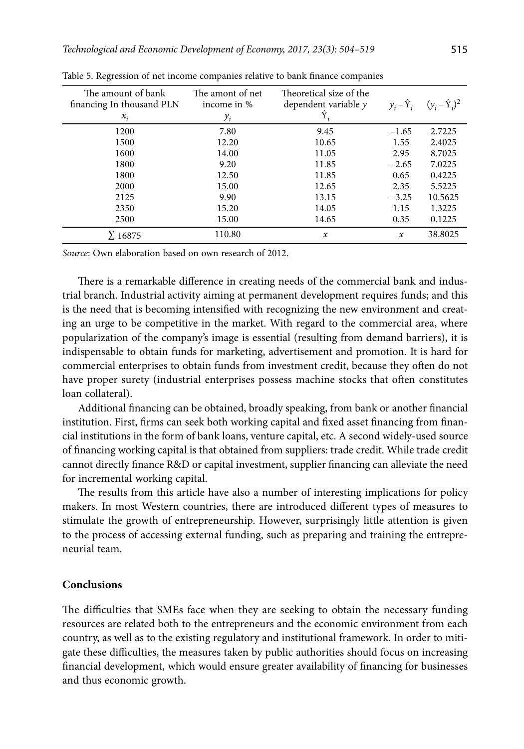Table 5. Regression of net income companies relative to bank finance companies

| The amount of bank financing In thousand PLN $x_i$ | The amont of net income in % $y_i$ | Theoretical size of the dependent variable $y$ $\hat{Y}_i$ | $y_i - \hat{Y}_i$ | $(y_i - \hat{Y}_i)^2$ |
|---|---|---|---|---|
| 1200 | 7.80 | 9.45 | −1.65 | 2.7225 |
| 1500 | 12.20 | 10.65 | 1.55 | 2.4025 |
| 1600 | 14.00 | 11.05 | 2.95 | 8.7025 |
| 1800 | 9.20 | 11.85 | −2.65 | 7.0225 |
| 1800 | 12.50 | 11.85 | 0.65 | 0.4225 |
| 2000 | 15.00 | 12.65 | 2.35 | 5.5225 |
| 2125 | 9.90 | 13.15 | −3.25 | 10.5625 |
| 2350 | 15.20 | 14.05 | 1.15 | 1.3225 |
| 2500 | 15.00 | 14.65 | 0.35 | 0.1225 |
| ∑ 16875 | 110.80 | $x$ | $x$ | 38.8025 |

*Source*: Own elaboration based on own research of 2012.

There is a remarkable difference in creating needs of the commercial bank and industrial branch. Industrial activity aiming at permanent development requires funds; and this is the need that is becoming intensified with recognizing the new environment and creating an urge to be competitive in the market. With regard to the commercial area, where popularization of the company's image is essential (resulting from demand barriers), it is indispensable to obtain funds for marketing, advertisement and promotion. It is hard for commercial enterprises to obtain funds from investment credit, because they often do not have proper surety (industrial enterprises possess machine stocks that often constitutes loan collateral).

Additional financing can be obtained, broadly speaking, from bank or another financial institution. First, firms can seek both working capital and fixed asset financing from financial institutions in the form of bank loans, venture capital, etc. A second widely-used source of financing working capital is that obtained from suppliers: trade credit. While trade credit cannot directly finance R&D or capital investment, supplier financing can alleviate the need for incremental working capital.

The results from this article have also a number of interesting implications for policy makers. In most Western countries, there are introduced different types of measures to stimulate the growth of entrepreneurship. However, surprisingly little attention is given to the process of accessing external funding, such as preparing and training the entrepreneurial team.

## Conclusions

The difficulties that SMEs face when they are seeking to obtain the necessary funding resources are related both to the entrepreneurs and the economic environment from each country, as well as to the existing regulatory and institutional framework. In order to mitigate these difficulties, the measures taken by public authorities should focus on increasing financial development, which would ensure greater availability of financing for businesses and thus economic growth.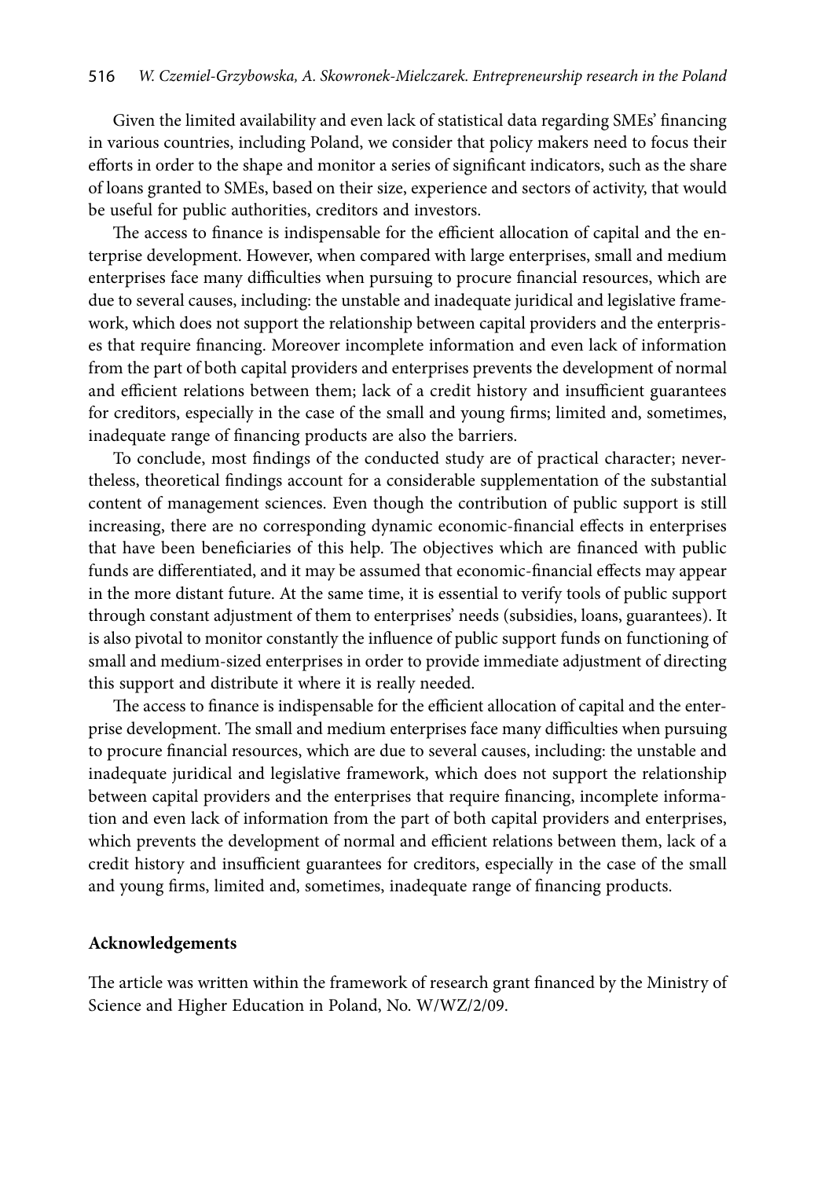Given the limited availability and even lack of statistical data regarding SMEs' financing in various countries, including Poland, we consider that policy makers need to focus their efforts in order to the shape and monitor a series of significant indicators, such as the share of loans granted to SMEs, based on their size, experience and sectors of activity, that would be useful for public authorities, creditors and investors.

The access to finance is indispensable for the efficient allocation of capital and the enterprise development. However, when compared with large enterprises, small and medium enterprises face many difficulties when pursuing to procure financial resources, which are due to several causes, including: the unstable and inadequate juridical and legislative framework, which does not support the relationship between capital providers and the enterprises that require financing. Moreover incomplete information and even lack of information from the part of both capital providers and enterprises prevents the development of normal and efficient relations between them; lack of a credit history and insufficient guarantees for creditors, especially in the case of the small and young firms; limited and, sometimes, inadequate range of financing products are also the barriers.

To conclude, most findings of the conducted study are of practical character; nevertheless, theoretical findings account for a considerable supplementation of the substantial content of management sciences. Even though the contribution of public support is still increasing, there are no corresponding dynamic economic-financial effects in enterprises that have been beneficiaries of this help. The objectives which are financed with public funds are differentiated, and it may be assumed that economic-financial effects may appear in the more distant future. At the same time, it is essential to verify tools of public support through constant adjustment of them to enterprises' needs (subsidies, loans, guarantees). It is also pivotal to monitor constantly the influence of public support funds on functioning of small and medium-sized enterprises in order to provide immediate adjustment of directing this support and distribute it where it is really needed.

The access to finance is indispensable for the efficient allocation of capital and the enterprise development. The small and medium enterprises face many difficulties when pursuing to procure financial resources, which are due to several causes, including: the unstable and inadequate juridical and legislative framework, which does not support the relationship between capital providers and the enterprises that require financing, incomplete information and even lack of information from the part of both capital providers and enterprises, which prevents the development of normal and efficient relations between them, lack of a credit history and insufficient guarantees for creditors, especially in the case of the small and young firms, limited and, sometimes, inadequate range of financing products.

## Acknowledgements

The article was written within the framework of research grant financed by the Ministry of Science and Higher Education in Poland, No. W/WZ/2/09.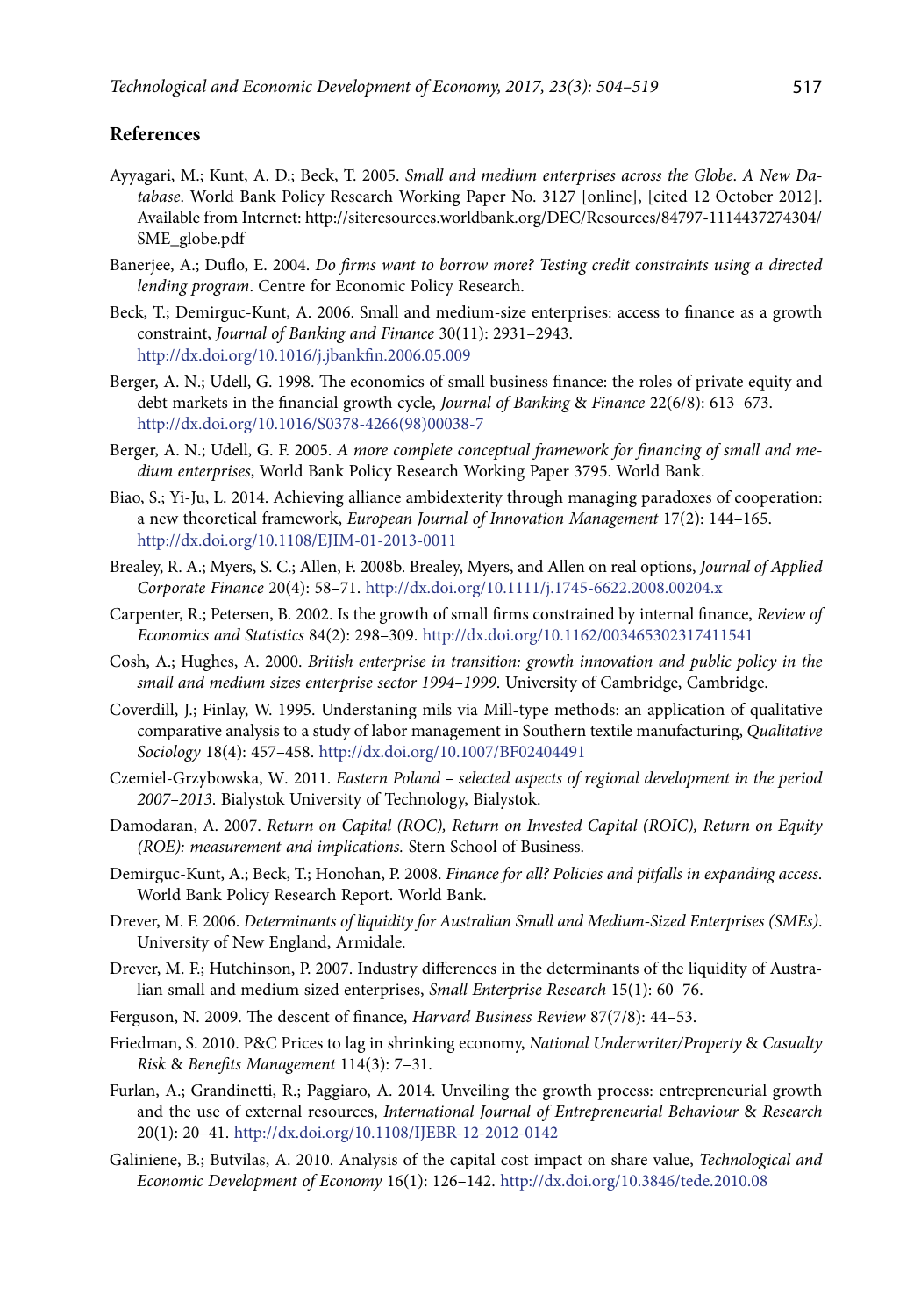## References

Ayyagari, M.; Kunt, A. D.; Beck, T. 2005. *Small and medium enterprises across the Globe. A New Database*. World Bank Policy Research Working Paper No. 3127 [online], [cited 12 October 2012]. Available from Internet: http://siteresources.worldbank.org/DEC/Resources/84797-1114437274304/SME_globe.pdf

Banerjee, A.; Duflo, E. 2004. *Do firms want to borrow more? Testing credit constraints using a directed lending program*. Centre for Economic Policy Research.

Beck, T.; Demirguc-Kunt, A. 2006. Small and medium-size enterprises: access to finance as a growth constraint, *Journal of Banking and Finance* 30(11): 2931–2943. http://dx.doi.org/10.1016/j.jbankfin.2006.05.009

Berger, A. N.; Udell, G. 1998. The economics of small business finance: the roles of private equity and debt markets in the financial growth cycle, *Journal of Banking* & *Finance* 22(6/8): 613–673. http://dx.doi.org/10.1016/S0378-4266(98)00038-7

Berger, A. N.; Udell, G. F. 2005. *A more complete conceptual framework for financing of small and medium enterprises*, World Bank Policy Research Working Paper 3795. World Bank.

Biao, S.; Yi-Ju, L. 2014. Achieving alliance ambidexterity through managing paradoxes of cooperation: a new theoretical framework, *European Journal of Innovation Management* 17(2): 144–165. http://dx.doi.org/10.1108/EJIM-01-2013-0011

Brealey, R. A.; Myers, S. C.; Allen, F. 2008b. Brealey, Myers, and Allen on real options, *Journal of Applied Corporate Finance* 20(4): 58–71. http://dx.doi.org/10.1111/j.1745-6622.2008.00204.x

Carpenter, R.; Petersen, B. 2002. Is the growth of small firms constrained by internal finance, *Review of Economics and Statistics* 84(2): 298–309. http://dx.doi.org/10.1162/003465302317411541

Cosh, A.; Hughes, A. 2000. *British enterprise in transition: growth innovation and public policy in the small and medium sizes enterprise sector 1994–1999*. University of Cambridge, Cambridge.

Coverdill, J.; Finlay, W. 1995. Understaning mils via Mill-type methods: an application of qualitative comparative analysis to a study of labor management in Southern textile manufacturing, *Qualitative Sociology* 18(4): 457–458. http://dx.doi.org/10.1007/BF02404491

Czemiel-Grzybowska, W. 2011. *Eastern Poland – selected aspects of regional development in the period 2007–2013*. Bialystok University of Technology, Bialystok.

Damodaran, A. 2007. *Return on Capital (ROC), Return on Invested Capital (ROIC), Return on Equity (ROE): measurement and implications.* Stern School of Business.

Demirguc-Kunt, A.; Beck, T.; Honohan, P. 2008. *Finance for all? Policies and pitfalls in expanding access*. World Bank Policy Research Report. World Bank.

Drever, M. F. 2006. *Determinants of liquidity for Australian Small and Medium-Sized Enterprises (SMEs)*. University of New England, Armidale.

Drever, M. F.; Hutchinson, P. 2007. Industry differences in the determinants of the liquidity of Australian small and medium sized enterprises, *Small Enterprise Research* 15(1): 60–76.

Ferguson, N. 2009. The descent of finance, *Harvard Business Review* 87(7/8): 44–53.

Friedman, S. 2010. P&C Prices to lag in shrinking economy, *National Underwriter/Property* & *Casualty Risk* & *Benefits Management* 114(3): 7–31.

Furlan, A.; Grandinetti, R.; Paggiaro, A. 2014. Unveiling the growth process: entrepreneurial growth and the use of external resources, *International Journal of Entrepreneurial Behaviour* & *Research* 20(1): 20–41. http://dx.doi.org/10.1108/IJEBR-12-2012-0142

Galiniene, B.; Butvilas, A. 2010. Analysis of the capital cost impact on share value, *Technological and Economic Development of Economy* 16(1): 126–142. http://dx.doi.org/10.3846/tede.2010.08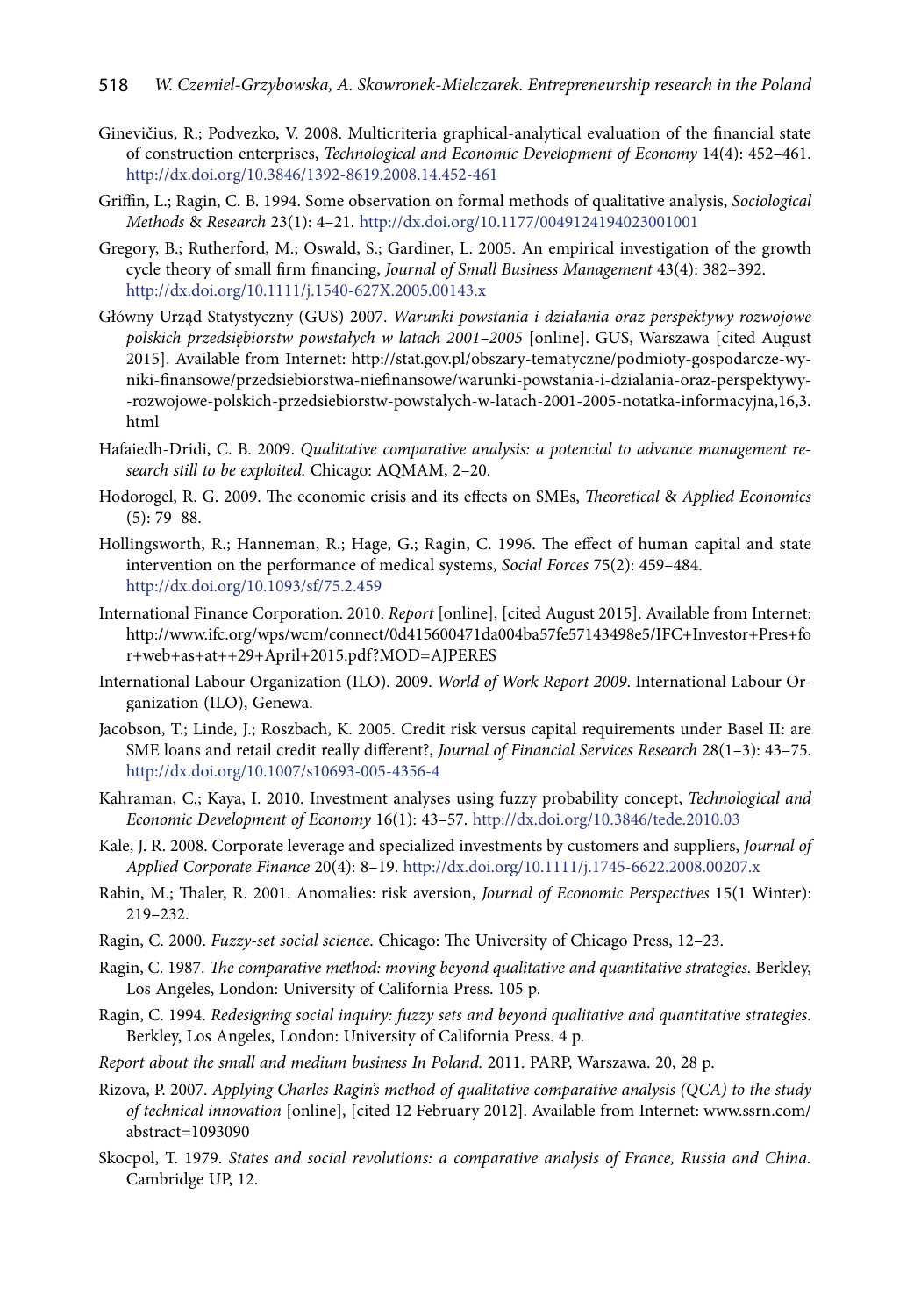Ginevičius, R.; Podvezko, V. 2008. Multicriteria graphical-analytical evaluation of the financial state of construction enterprises, *Technological and Economic Development of Economy* 14(4): 452–461. http://dx.doi.org/10.3846/1392-8619.2008.14.452-461

Griffin, L.; Ragin, C. B. 1994. Some observation on formal methods of qualitative analysis, *Sociological Methods & Research* 23(1): 4–21. http://dx.doi.org/10.1177/0049124194023001001

Gregory, B.; Rutherford, M.; Oswald, S.; Gardiner, L. 2005. An empirical investigation of the growth cycle theory of small firm financing, *Journal of Small Business Management* 43(4): 382–392. http://dx.doi.org/10.1111/j.1540-627X.2005.00143.x

Główny Urząd Statystyczny (GUS) 2007. *Warunki powstania i działania oraz perspektywy rozwojowe polskich przedsiębiorstw powstałych w latach 2001–2005* [online]. GUS, Warszawa [cited August 2015]. Available from Internet: http://stat.gov.pl/obszary-tematyczne/podmioty-gospodarcze-wyniki-finansowe/przedsiebiorstwa-niefinansowe/warunki-powstania-i-dzialania-oraz-perspektywy--rozwojowe-polskich-przedsiebiorstw-powstalych-w-latach-2001-2005-notatka-informacyjna,16,3.html

Hafaiedh-Dridi, C. B. 2009. *Qualitative comparative analysis: a potencial to advance management research still to be exploited.* Chicago: AQMAM, 2–20.

Hodorogel, R. G. 2009. The economic crisis and its effects on SMEs, *Theoretical & Applied Economics* (5): 79–88.

Hollingsworth, R.; Hanneman, R.; Hage, G.; Ragin, C. 1996. The effect of human capital and state intervention on the performance of medical systems, *Social Forces* 75(2): 459–484. http://dx.doi.org/10.1093/sf/75.2.459

International Finance Corporation. 2010. *Report* [online], [cited August 2015]. Available from Internet: http://www.ifc.org/wps/wcm/connect/0d415600471da004ba57fe57143498e5/IFC+Investor+Pres+for+web+as+at++29+April+2015.pdf?MOD=AJPERES

International Labour Organization (ILO). 2009. *World of Work Report 2009.* International Labour Organization (ILO), Genewa.

Jacobson, T.; Linde, J.; Roszbach, K. 2005. Credit risk versus capital requirements under Basel II: are SME loans and retail credit really different?, *Journal of Financial Services Research* 28(1–3): 43–75. http://dx.doi.org/10.1007/s10693-005-4356-4

Kahraman, C.; Kaya, I. 2010. Investment analyses using fuzzy probability concept, *Technological and Economic Development of Economy* 16(1): 43–57. http://dx.doi.org/10.3846/tede.2010.03

Kale, J. R. 2008. Corporate leverage and specialized investments by customers and suppliers, *Journal of Applied Corporate Finance* 20(4): 8–19. http://dx.doi.org/10.1111/j.1745-6622.2008.00207.x

Rabin, M.; Thaler, R. 2001. Anomalies: risk aversion, *Journal of Economic Perspectives* 15(1 Winter): 219–232.

Ragin, C. 2000. *Fuzzy-set social science*. Chicago: The University of Chicago Press, 12–23.

Ragin, C. 1987. *The comparative method: moving beyond qualitative and quantitative strategies.* Berkley, Los Angeles, London: University of California Press. 105 p.

Ragin, C. 1994. *Redesigning social inquiry: fuzzy sets and beyond qualitative and quantitative strategies.* Berkley, Los Angeles, London: University of California Press. 4 p.

*Report about the small and medium business In Poland.* 2011. PARP, Warszawa. 20, 28 p.

Rizova, P. 2007. *Applying Charles Ragin's method of qualitative comparative analysis (QCA) to the study of technical innovation* [online], [cited 12 February 2012]. Available from Internet: www.ssrn.com/abstract=1093090

Skocpol, T. 1979. *States and social revolutions: a comparative analysis of France, Russia and China.* Cambridge UP, 12.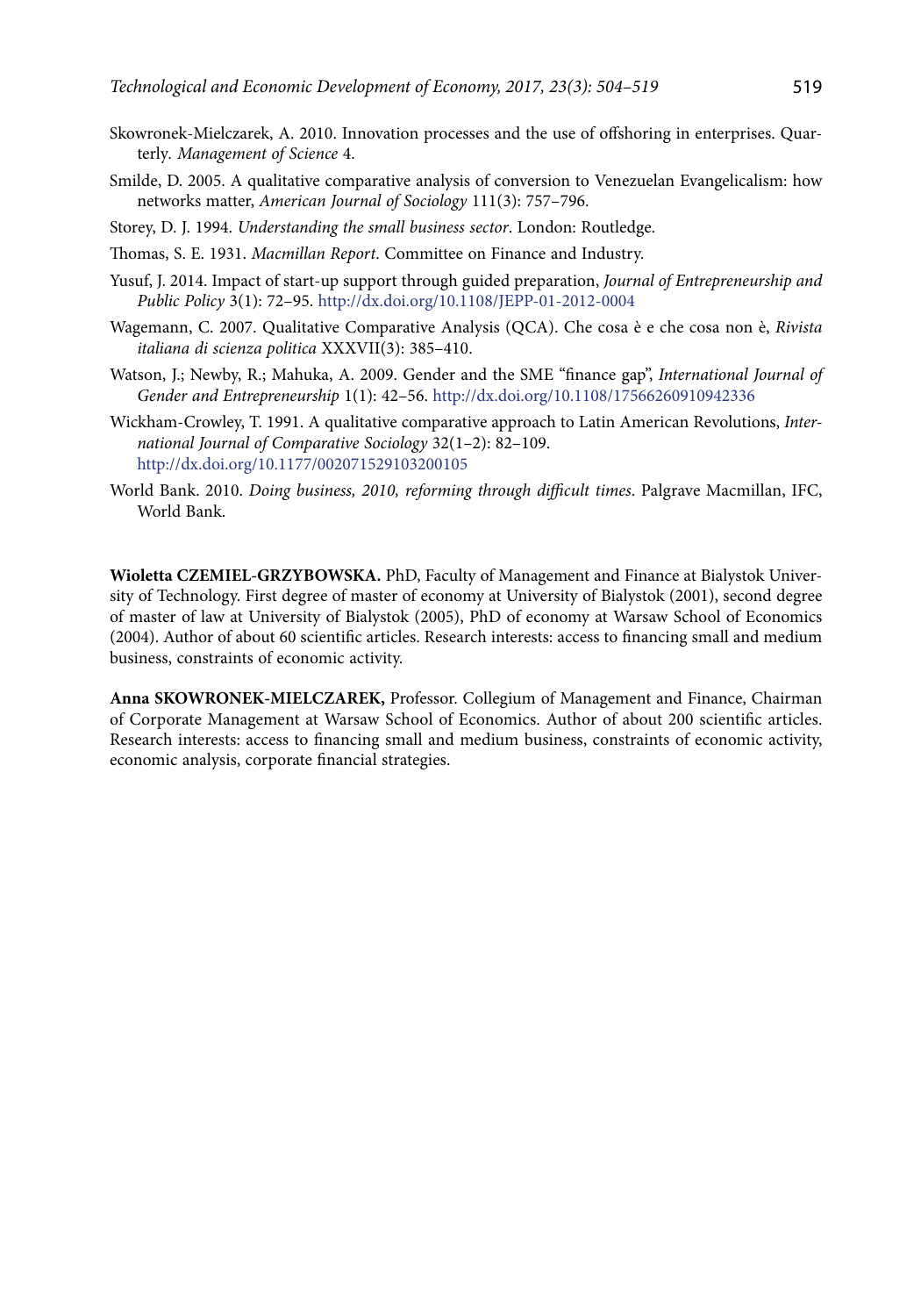Skowronek-Mielczarek, A. 2010. Innovation processes and the use of offshoring in enterprises. Quarterly. *Management of Science* 4.

Smilde, D. 2005. A qualitative comparative analysis of conversion to Venezuelan Evangelicalism: how networks matter, *American Journal of Sociology* 111(3): 757–796.

Storey, D. J. 1994. *Understanding the small business sector*. London: Routledge.

Thomas, S. E. 1931. *Macmillan Report*. Committee on Finance and Industry.

Yusuf, J. 2014. Impact of start-up support through guided preparation, *Journal of Entrepreneurship and Public Policy* 3(1): 72–95. http://dx.doi.org/10.1108/JEPP-01-2012-0004

Wagemann, C. 2007. Qualitative Comparative Analysis (QCA). Che cosa è e che cosa non è, *Rivista italiana di scienza politica* XXXVII(3): 385–410.

Watson, J.; Newby, R.; Mahuka, A. 2009. Gender and the SME "finance gap", *International Journal of Gender and Entrepreneurship* 1(1): 42–56. http://dx.doi.org/10.1108/17566260910942336

Wickham-Crowley, T. 1991. A qualitative comparative approach to Latin American Revolutions, *International Journal of Comparative Sociology* 32(1–2): 82–109. http://dx.doi.org/10.1177/002071529103200105

World Bank. 2010. *Doing business, 2010, reforming through difficult times*. Palgrave Macmillan, IFC, World Bank.

**Wioletta CZEMIEL-GRZYBOWSKA.** PhD, Faculty of Management and Finance at Bialystok University of Technology. First degree of master of economy at University of Bialystok (2001), second degree of master of law at University of Bialystok (2005), PhD of economy at Warsaw School of Economics (2004). Author of about 60 scientific articles. Research interests: access to financing small and medium business, constraints of economic activity.

**Anna SKOWRONEK-MIELCZAREK,** Professor. Collegium of Management and Finance, Chairman of Corporate Management at Warsaw School of Economics. Author of about 200 scientific articles. Research interests: access to financing small and medium business, constraints of economic activity, economic analysis, corporate financial strategies.